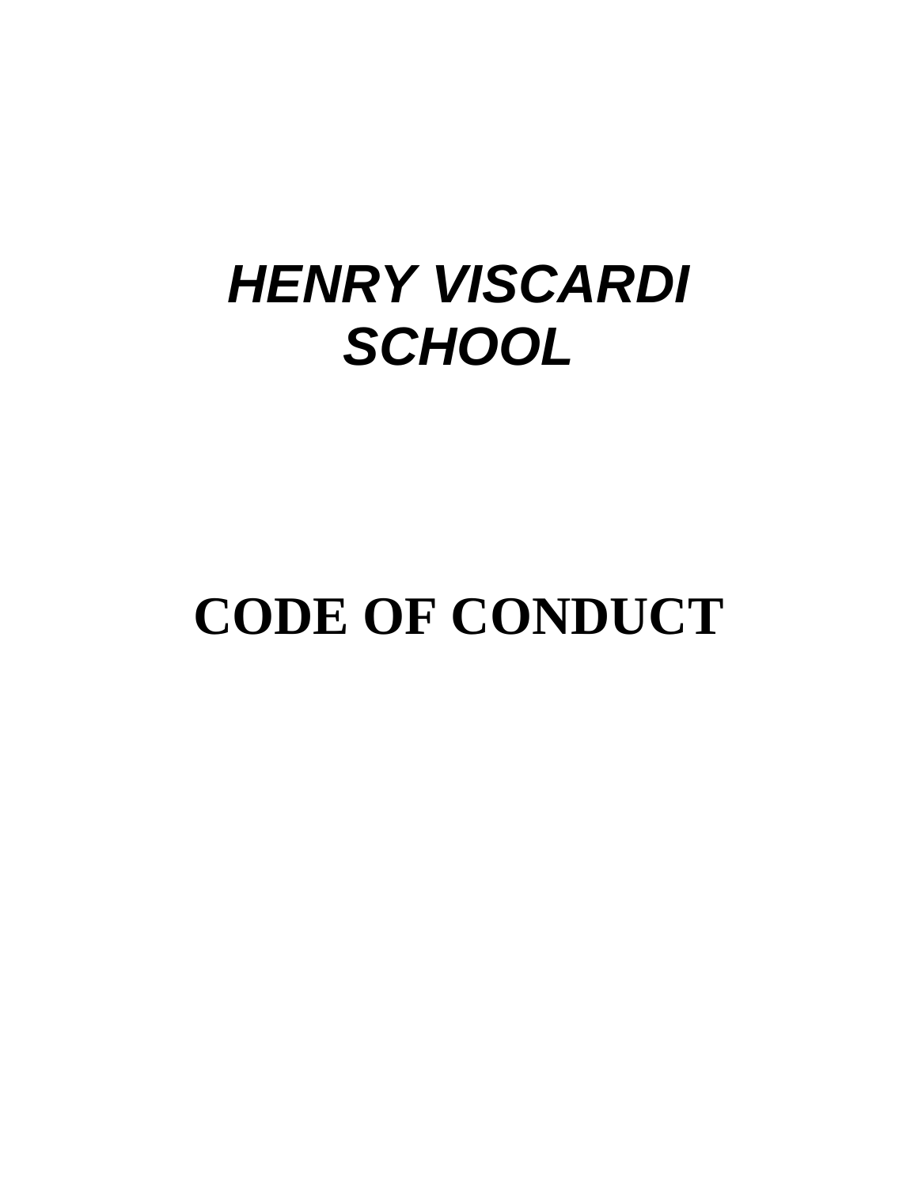# ***HENRY VISCARDI SCHOOL***

# **CODE OF CONDUCT**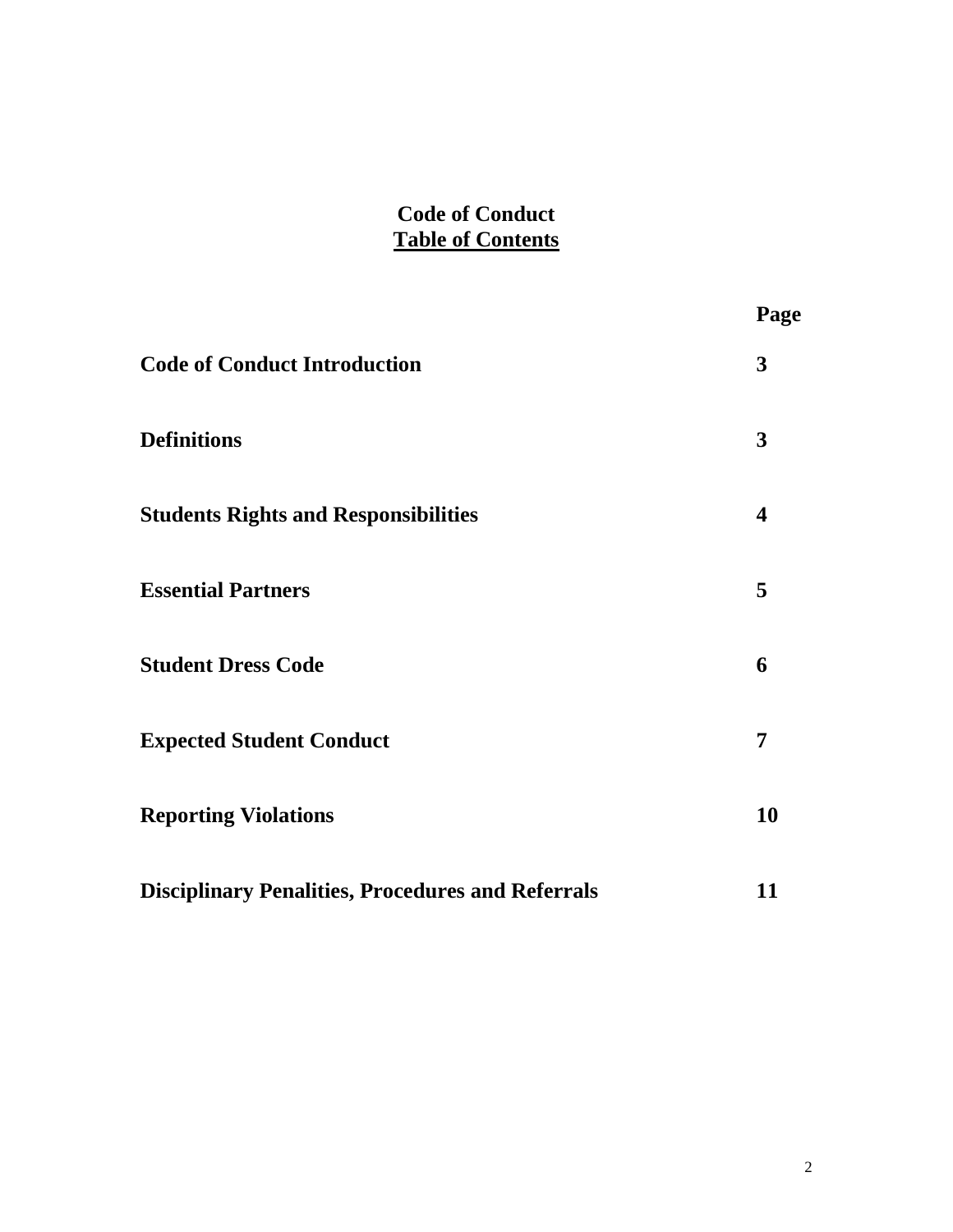# Code of Conduct

## Table of Contents

| | Page |
|---|---|
| **Code of Conduct Introduction** | **3** |
| **Definitions** | **3** |
| **Students Rights and Responsibilities** | **4** |
| **Essential Partners** | **5** |
| **Student Dress Code** | **6** |
| **Expected Student Conduct** | **7** |
| **Reporting Violations** | **10** |
| **Disciplinary Penalities, Procedures and Referrals** | **11** |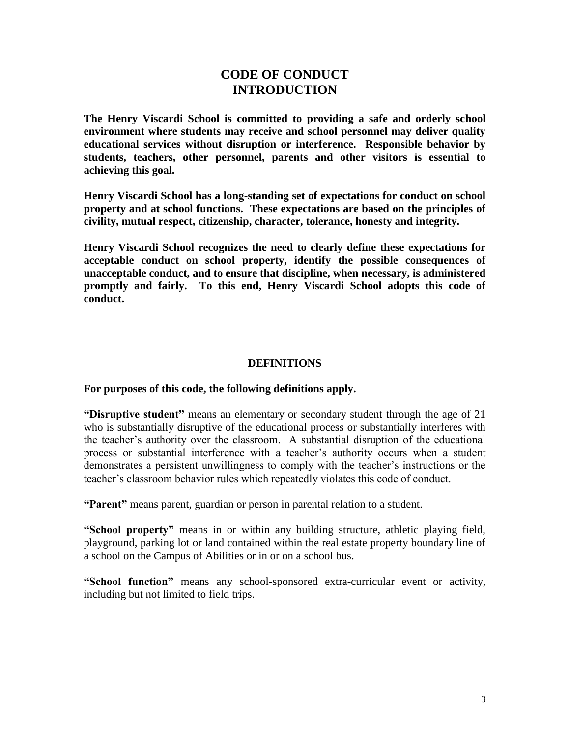# CODE OF CONDUCT
# INTRODUCTION

**The Henry Viscardi School is committed to providing a safe and orderly school environment where students may receive and school personnel may deliver quality educational services without disruption or interference. Responsible behavior by students, teachers, other personnel, parents and other visitors is essential to achieving this goal.**

**Henry Viscardi School has a long-standing set of expectations for conduct on school property and at school functions. These expectations are based on the principles of civility, mutual respect, citizenship, character, tolerance, honesty and integrity.**

**Henry Viscardi School recognizes the need to clearly define these expectations for acceptable conduct on school property, identify the possible consequences of unacceptable conduct, and to ensure that discipline, when necessary, is administered promptly and fairly. To this end, Henry Viscardi School adopts this code of conduct.**

## DEFINITIONS

**For purposes of this code, the following definitions apply.**

**"Disruptive student"** means an elementary or secondary student through the age of 21 who is substantially disruptive of the educational process or substantially interferes with the teacher's authority over the classroom. A substantial disruption of the educational process or substantial interference with a teacher's authority occurs when a student demonstrates a persistent unwillingness to comply with the teacher's instructions or the teacher's classroom behavior rules which repeatedly violates this code of conduct.

**"Parent"** means parent, guardian or person in parental relation to a student.

**"School property"** means in or within any building structure, athletic playing field, playground, parking lot or land contained within the real estate property boundary line of a school on the Campus of Abilities or in or on a school bus.

**"School function"** means any school-sponsored extra-curricular event or activity, including but not limited to field trips.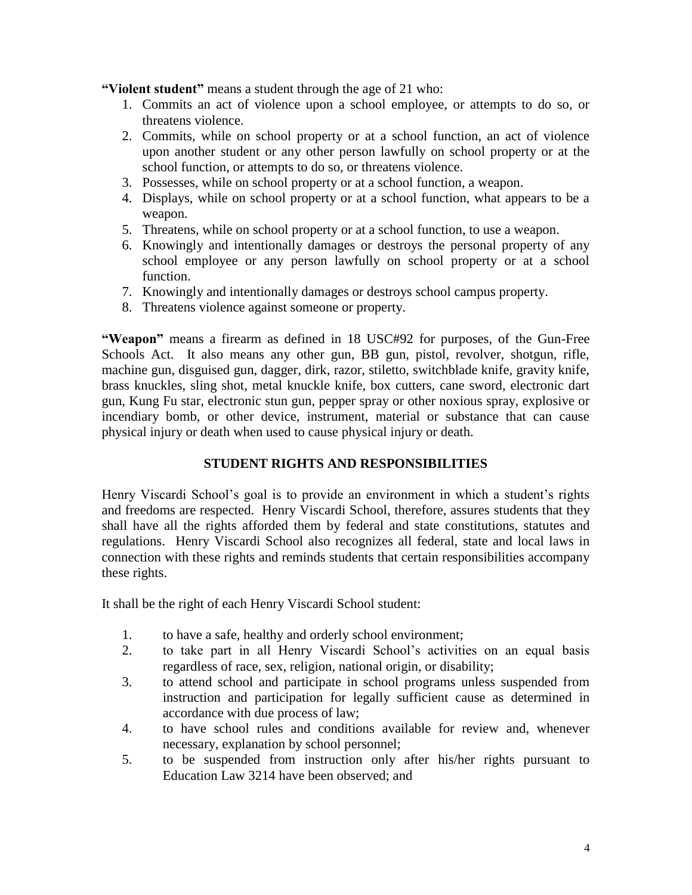**"Violent student"** means a student through the age of 21 who:

1. Commits an act of violence upon a school employee, or attempts to do so, or threatens violence.
2. Commits, while on school property or at a school function, an act of violence upon another student or any other person lawfully on school property or at the school function, or attempts to do so, or threatens violence.
3. Possesses, while on school property or at a school function, a weapon.
4. Displays, while on school property or at a school function, what appears to be a weapon.
5. Threatens, while on school property or at a school function, to use a weapon.
6. Knowingly and intentionally damages or destroys the personal property of any school employee or any person lawfully on school property or at a school function.
7. Knowingly and intentionally damages or destroys school campus property.
8. Threatens violence against someone or property.

**"Weapon"** means a firearm as defined in 18 USC#92 for purposes, of the Gun-Free Schools Act. It also means any other gun, BB gun, pistol, revolver, shotgun, rifle, machine gun, disguised gun, dagger, dirk, razor, stiletto, switchblade knife, gravity knife, brass knuckles, sling shot, metal knuckle knife, box cutters, cane sword, electronic dart gun, Kung Fu star, electronic stun gun, pepper spray or other noxious spray, explosive or incendiary bomb, or other device, instrument, material or substance that can cause physical injury or death when used to cause physical injury or death.

## STUDENT RIGHTS AND RESPONSIBILITIES

Henry Viscardi School's goal is to provide an environment in which a student's rights and freedoms are respected. Henry Viscardi School, therefore, assures students that they shall have all the rights afforded them by federal and state constitutions, statutes and regulations. Henry Viscardi School also recognizes all federal, state and local laws in connection with these rights and reminds students that certain responsibilities accompany these rights.

It shall be the right of each Henry Viscardi School student:

1. to have a safe, healthy and orderly school environment;
2. to take part in all Henry Viscardi School's activities on an equal basis regardless of race, sex, religion, national origin, or disability;
3. to attend school and participate in school programs unless suspended from instruction and participation for legally sufficient cause as determined in accordance with due process of law;
4. to have school rules and conditions available for review and, whenever necessary, explanation by school personnel;
5. to be suspended from instruction only after his/her rights pursuant to Education Law 3214 have been observed; and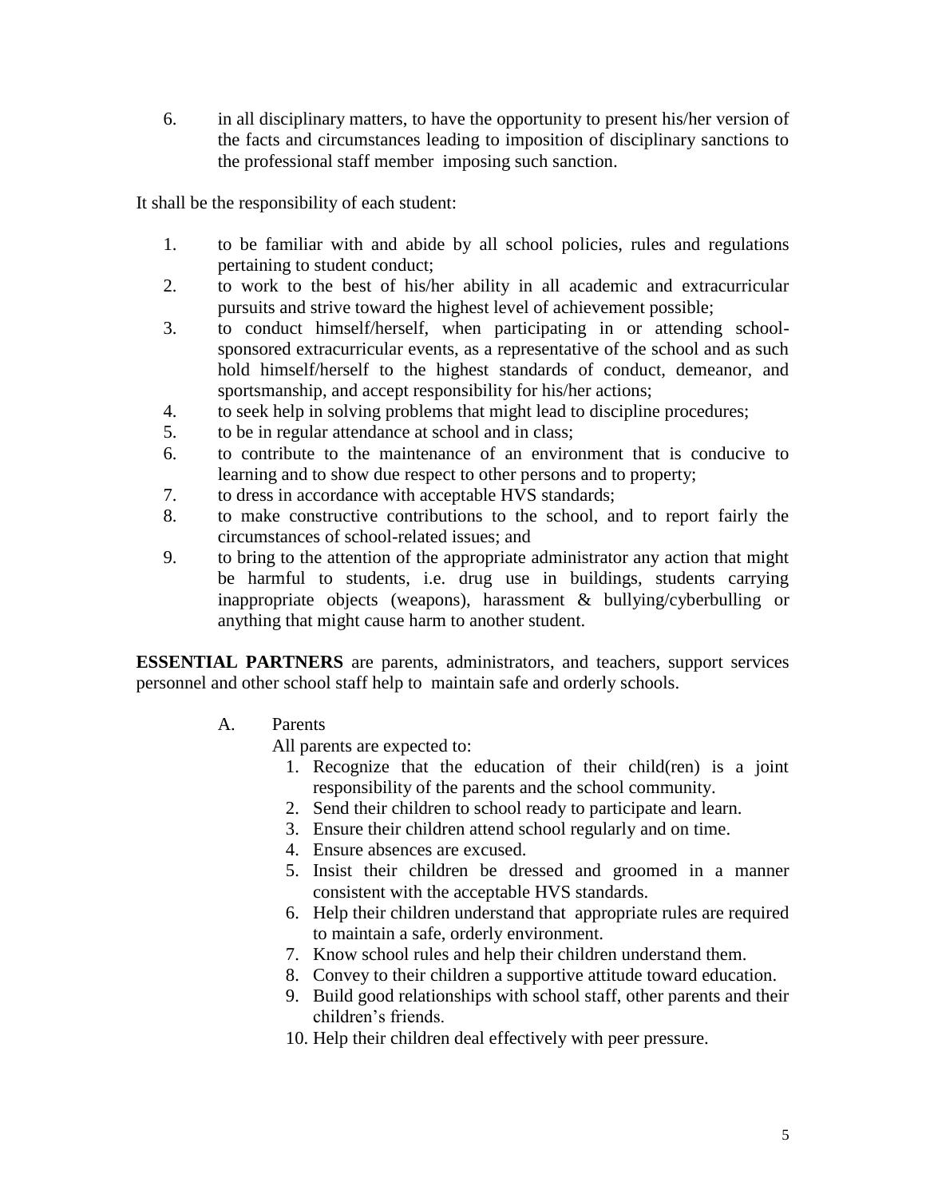6. in all disciplinary matters, to have the opportunity to present his/her version of the facts and circumstances leading to imposition of disciplinary sanctions to the professional staff member imposing such sanction.

It shall be the responsibility of each student:

1. to be familiar with and abide by all school policies, rules and regulations pertaining to student conduct;
2. to work to the best of his/her ability in all academic and extracurricular pursuits and strive toward the highest level of achievement possible;
3. to conduct himself/herself, when participating in or attending school-sponsored extracurricular events, as a representative of the school and as such hold himself/herself to the highest standards of conduct, demeanor, and sportsmanship, and accept responsibility for his/her actions;
4. to seek help in solving problems that might lead to discipline procedures;
5. to be in regular attendance at school and in class;
6. to contribute to the maintenance of an environment that is conducive to learning and to show due respect to other persons and to property;
7. to dress in accordance with acceptable HVS standards;
8. to make constructive contributions to the school, and to report fairly the circumstances of school-related issues; and
9. to bring to the attention of the appropriate administrator any action that might be harmful to students, i.e. drug use in buildings, students carrying inappropriate objects (weapons), harassment & bullying/cyberbulling or anything that might cause harm to another student.

**ESSENTIAL PARTNERS** are parents, administrators, and teachers, support services personnel and other school staff help to maintain safe and orderly schools.

A. Parents

All parents are expected to:

1. Recognize that the education of their child(ren) is a joint responsibility of the parents and the school community.
2. Send their children to school ready to participate and learn.
3. Ensure their children attend school regularly and on time.
4. Ensure absences are excused.
5. Insist their children be dressed and groomed in a manner consistent with the acceptable HVS standards.
6. Help their children understand that appropriate rules are required to maintain a safe, orderly environment.
7. Know school rules and help their children understand them.
8. Convey to their children a supportive attitude toward education.
9. Build good relationships with school staff, other parents and their children's friends.
10. Help their children deal effectively with peer pressure.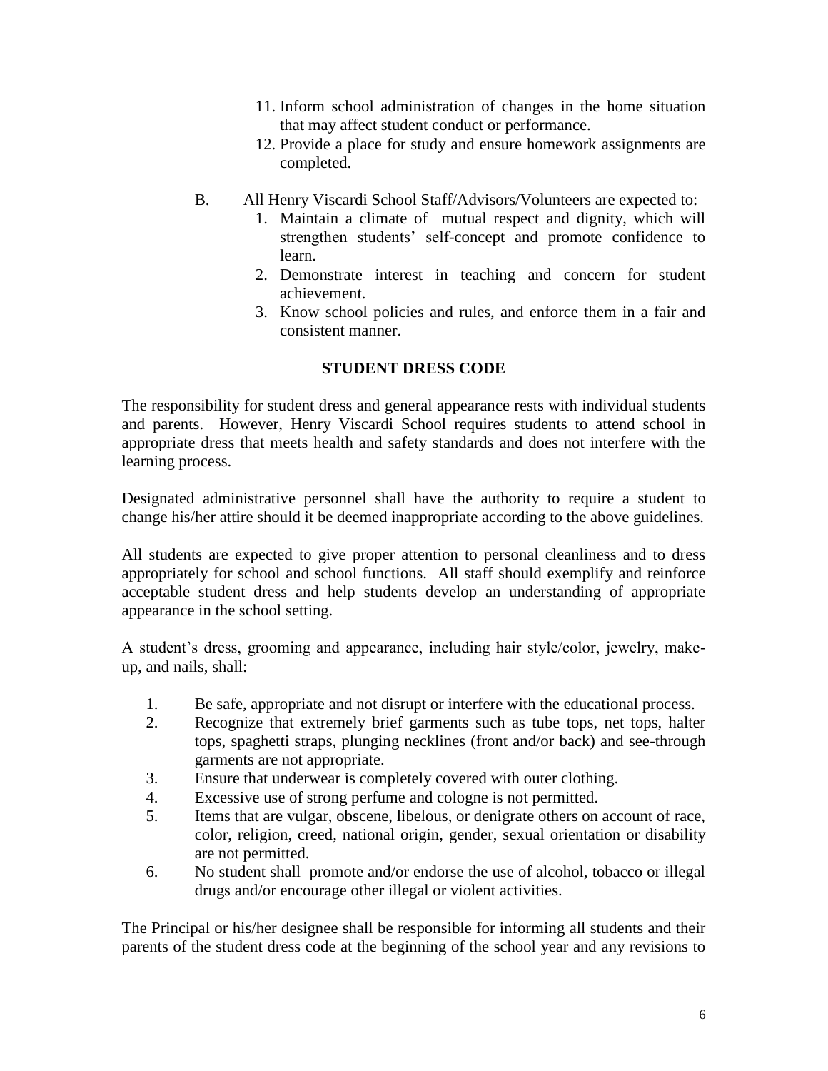11. Inform school administration of changes in the home situation that may affect student conduct or performance.
12. Provide a place for study and ensure homework assignments are completed.

B. All Henry Viscardi School Staff/Advisors/Volunteers are expected to:

1. Maintain a climate of mutual respect and dignity, which will strengthen students' self-concept and promote confidence to learn.
2. Demonstrate interest in teaching and concern for student achievement.
3. Know school policies and rules, and enforce them in a fair and consistent manner.

## STUDENT DRESS CODE

The responsibility for student dress and general appearance rests with individual students and parents. However, Henry Viscardi School requires students to attend school in appropriate dress that meets health and safety standards and does not interfere with the learning process.

Designated administrative personnel shall have the authority to require a student to change his/her attire should it be deemed inappropriate according to the above guidelines.

All students are expected to give proper attention to personal cleanliness and to dress appropriately for school and school functions. All staff should exemplify and reinforce acceptable student dress and help students develop an understanding of appropriate appearance in the school setting.

A student's dress, grooming and appearance, including hair style/color, jewelry, make-up, and nails, shall:

1. Be safe, appropriate and not disrupt or interfere with the educational process.
2. Recognize that extremely brief garments such as tube tops, net tops, halter tops, spaghetti straps, plunging necklines (front and/or back) and see-through garments are not appropriate.
3. Ensure that underwear is completely covered with outer clothing.
4. Excessive use of strong perfume and cologne is not permitted.
5. Items that are vulgar, obscene, libelous, or denigrate others on account of race, color, religion, creed, national origin, gender, sexual orientation or disability are not permitted.
6. No student shall promote and/or endorse the use of alcohol, tobacco or illegal drugs and/or encourage other illegal or violent activities.

The Principal or his/her designee shall be responsible for informing all students and their parents of the student dress code at the beginning of the school year and any revisions to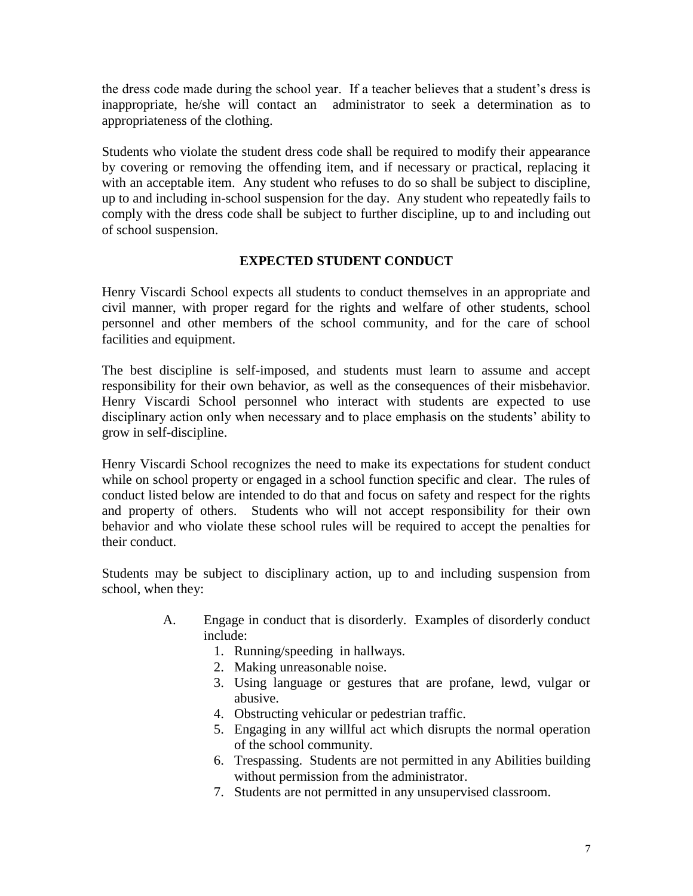the dress code made during the school year. If a teacher believes that a student's dress is inappropriate, he/she will contact an administrator to seek a determination as to appropriateness of the clothing.

Students who violate the student dress code shall be required to modify their appearance by covering or removing the offending item, and if necessary or practical, replacing it with an acceptable item. Any student who refuses to do so shall be subject to discipline, up to and including in-school suspension for the day. Any student who repeatedly fails to comply with the dress code shall be subject to further discipline, up to and including out of school suspension.

## EXPECTED STUDENT CONDUCT

Henry Viscardi School expects all students to conduct themselves in an appropriate and civil manner, with proper regard for the rights and welfare of other students, school personnel and other members of the school community, and for the care of school facilities and equipment.

The best discipline is self-imposed, and students must learn to assume and accept responsibility for their own behavior, as well as the consequences of their misbehavior. Henry Viscardi School personnel who interact with students are expected to use disciplinary action only when necessary and to place emphasis on the students' ability to grow in self-discipline.

Henry Viscardi School recognizes the need to make its expectations for student conduct while on school property or engaged in a school function specific and clear. The rules of conduct listed below are intended to do that and focus on safety and respect for the rights and property of others. Students who will not accept responsibility for their own behavior and who violate these school rules will be required to accept the penalties for their conduct.

Students may be subject to disciplinary action, up to and including suspension from school, when they:

A. Engage in conduct that is disorderly. Examples of disorderly conduct include:
   1. Running/speeding in hallways.
   2. Making unreasonable noise.
   3. Using language or gestures that are profane, lewd, vulgar or abusive.
   4. Obstructing vehicular or pedestrian traffic.
   5. Engaging in any willful act which disrupts the normal operation of the school community.
   6. Trespassing. Students are not permitted in any Abilities building without permission from the administrator.
   7. Students are not permitted in any unsupervised classroom.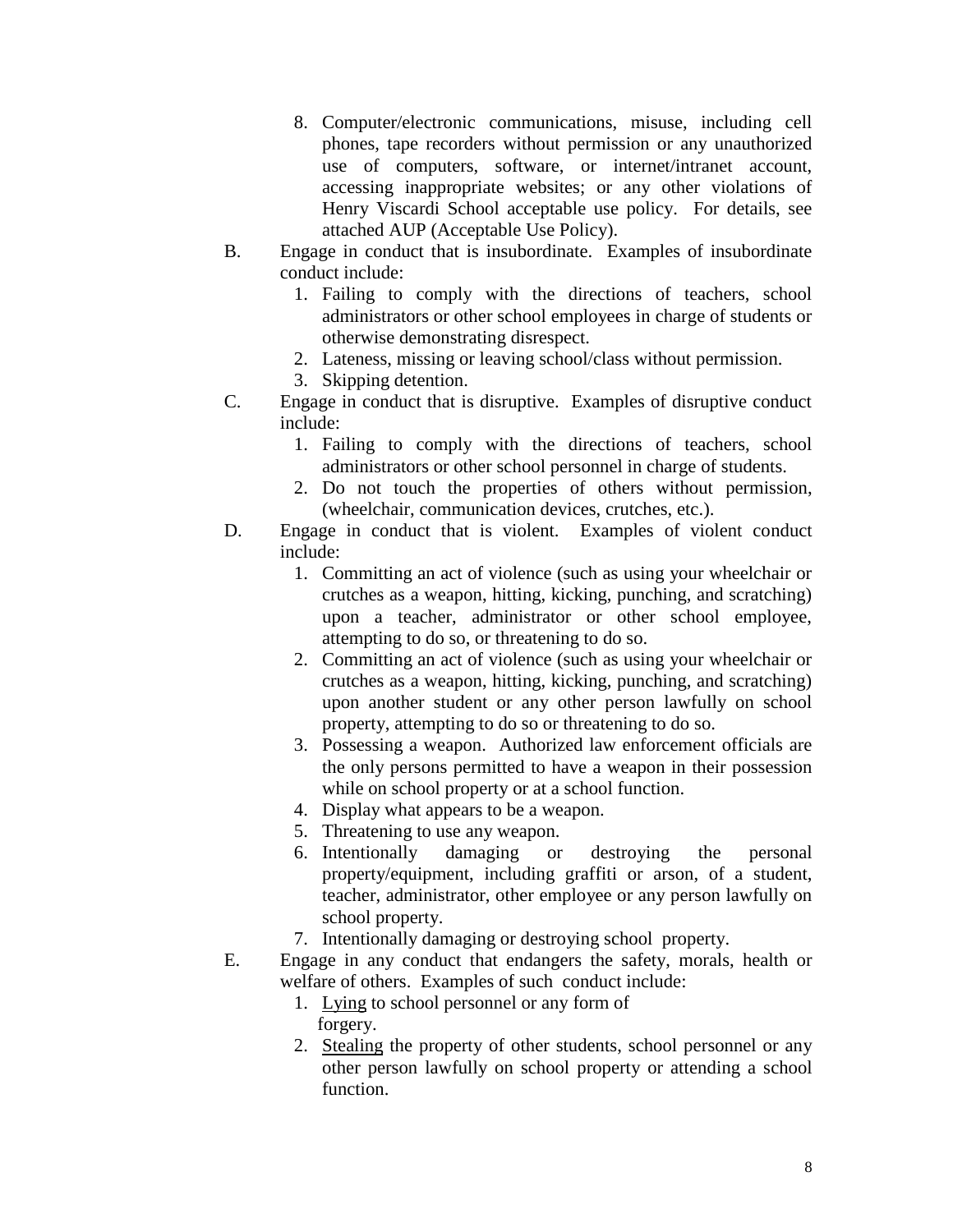8. Computer/electronic communications, misuse, including cell phones, tape recorders without permission or any unauthorized use of computers, software, or internet/intranet account, accessing inappropriate websites; or any other violations of Henry Viscardi School acceptable use policy. For details, see attached AUP (Acceptable Use Policy).

B. Engage in conduct that is insubordinate. Examples of insubordinate conduct include:
   1. Failing to comply with the directions of teachers, school administrators or other school employees in charge of students or otherwise demonstrating disrespect.
   2. Lateness, missing or leaving school/class without permission.
   3. Skipping detention.

C. Engage in conduct that is disruptive. Examples of disruptive conduct include:
   1. Failing to comply with the directions of teachers, school administrators or other school personnel in charge of students.
   2. Do not touch the properties of others without permission, (wheelchair, communication devices, crutches, etc.).

D. Engage in conduct that is violent. Examples of violent conduct include:
   1. Committing an act of violence (such as using your wheelchair or crutches as a weapon, hitting, kicking, punching, and scratching) upon a teacher, administrator or other school employee, attempting to do so, or threatening to do so.
   2. Committing an act of violence (such as using your wheelchair or crutches as a weapon, hitting, kicking, punching, and scratching) upon another student or any other person lawfully on school property, attempting to do so or threatening to do so.
   3. Possessing a weapon. Authorized law enforcement officials are the only persons permitted to have a weapon in their possession while on school property or at a school function.
   4. Display what appears to be a weapon.
   5. Threatening to use any weapon.
   6. Intentionally damaging or destroying the personal property/equipment, including graffiti or arson, of a student, teacher, administrator, other employee or any person lawfully on school property.
   7. Intentionally damaging or destroying school property.

E. Engage in any conduct that endangers the safety, morals, health or welfare of others. Examples of such conduct include:
   1. <u>Lying</u> to school personnel or any form of forgery.
   2. <u>Stealing</u> the property of other students, school personnel or any other person lawfully on school property or attending a school function.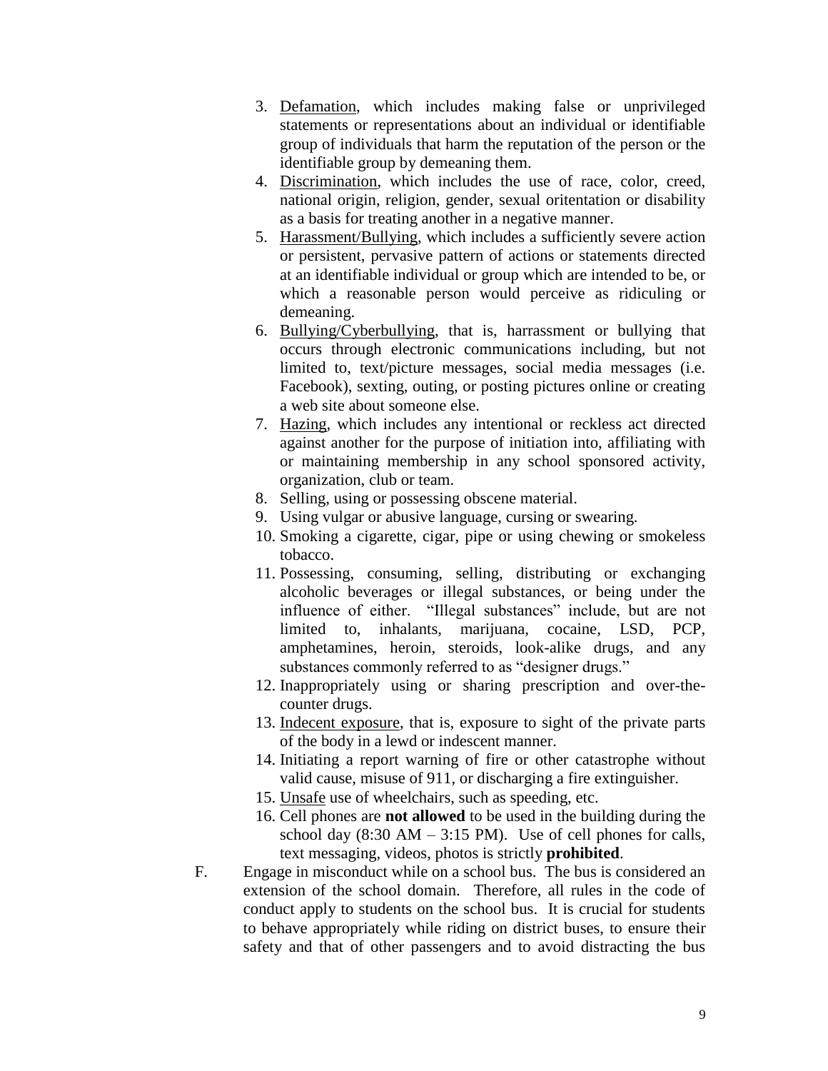3. Defamation, which includes making false or unprivileged statements or representations about an individual or identifiable group of individuals that harm the reputation of the person or the identifiable group by demeaning them.
4. Discrimination, which includes the use of race, color, creed, national origin, religion, gender, sexual oritentation or disability as a basis for treating another in a negative manner.
5. Harassment/Bullying, which includes a sufficiently severe action or persistent, pervasive pattern of actions or statements directed at an identifiable individual or group which are intended to be, or which a reasonable person would perceive as ridiculing or demeaning.
6. Bullying/Cyberbullying, that is, harrassment or bullying that occurs through electronic communications including, but not limited to, text/picture messages, social media messages (i.e. Facebook), sexting, outing, or posting pictures online or creating a web site about someone else.
7. Hazing, which includes any intentional or reckless act directed against another for the purpose of initiation into, affiliating with or maintaining membership in any school sponsored activity, organization, club or team.
8. Selling, using or possessing obscene material.
9. Using vulgar or abusive language, cursing or swearing.
10. Smoking a cigarette, cigar, pipe or using chewing or smokeless tobacco.
11. Possessing, consuming, selling, distributing or exchanging alcoholic beverages or illegal substances, or being under the influence of either. "Illegal substances" include, but are not limited to, inhalants, marijuana, cocaine, LSD, PCP, amphetamines, heroin, steroids, look-alike drugs, and any substances commonly referred to as "designer drugs."
12. Inappropriately using or sharing prescription and over-the-counter drugs.
13. Indecent exposure, that is, exposure to sight of the private parts of the body in a lewd or indescent manner.
14. Initiating a report warning of fire or other catastrophe without valid cause, misuse of 911, or discharging a fire extinguisher.
15. Unsafe use of wheelchairs, such as speeding, etc.
16. Cell phones are **not allowed** to be used in the building during the school day (8:30 AM – 3:15 PM). Use of cell phones for calls, text messaging, videos, photos is strictly **prohibited**.

F. Engage in misconduct while on a school bus. The bus is considered an extension of the school domain. Therefore, all rules in the code of conduct apply to students on the school bus. It is crucial for students to behave appropriately while riding on district buses, to ensure their safety and that of other passengers and to avoid distracting the bus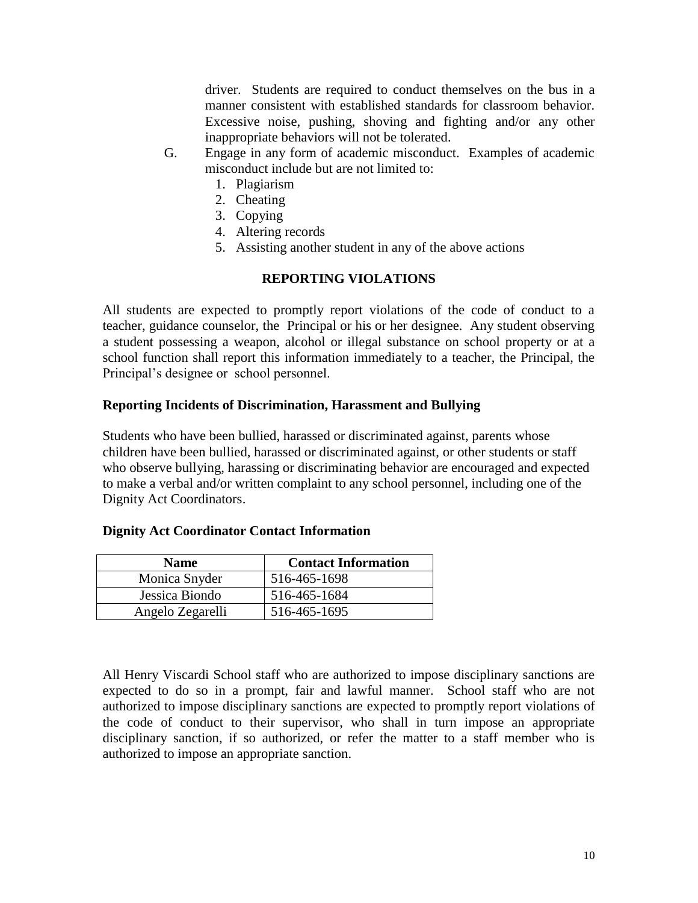driver. Students are required to conduct themselves on the bus in a manner consistent with established standards for classroom behavior. Excessive noise, pushing, shoving and fighting and/or any other inappropriate behaviors will not be tolerated.

G. Engage in any form of academic misconduct. Examples of academic misconduct include but are not limited to:
   1. Plagiarism
   2. Cheating
   3. Copying
   4. Altering records
   5. Assisting another student in any of the above actions

## REPORTING VIOLATIONS

All students are expected to promptly report violations of the code of conduct to a teacher, guidance counselor, the Principal or his or her designee. Any student observing a student possessing a weapon, alcohol or illegal substance on school property or at a school function shall report this information immediately to a teacher, the Principal, the Principal's designee or school personnel.

### Reporting Incidents of Discrimination, Harassment and Bullying

Students who have been bullied, harassed or discriminated against, parents whose children have been bullied, harassed or discriminated against, or other students or staff who observe bullying, harassing or discriminating behavior are encouraged and expected to make a verbal and/or written complaint to any school personnel, including one of the Dignity Act Coordinators.

### Dignity Act Coordinator Contact Information

| Name | Contact Information |
| --- | --- |
| Monica Snyder | 516-465-1698 |
| Jessica Biondo | 516-465-1684 |
| Angelo Zegarelli | 516-465-1695 |

All Henry Viscardi School staff who are authorized to impose disciplinary sanctions are expected to do so in a prompt, fair and lawful manner. School staff who are not authorized to impose disciplinary sanctions are expected to promptly report violations of the code of conduct to their supervisor, who shall in turn impose an appropriate disciplinary sanction, if so authorized, or refer the matter to a staff member who is authorized to impose an appropriate sanction.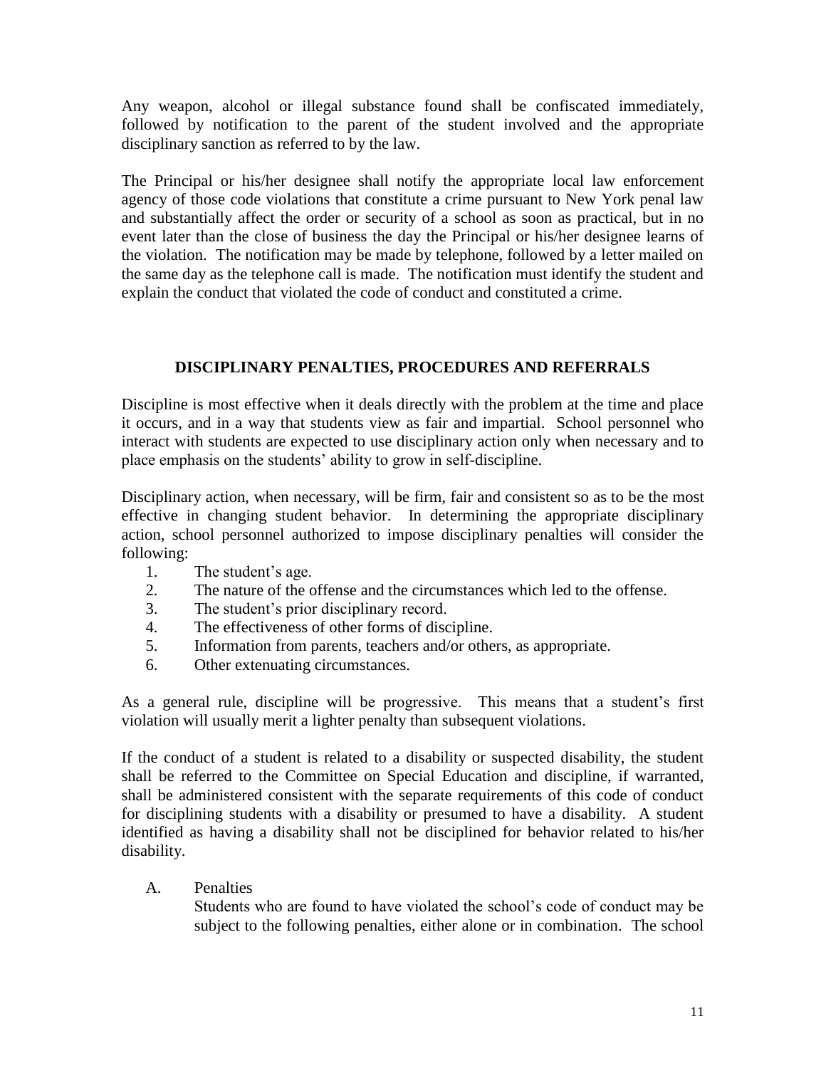Any weapon, alcohol or illegal substance found shall be confiscated immediately, followed by notification to the parent of the student involved and the appropriate disciplinary sanction as referred to by the law.

The Principal or his/her designee shall notify the appropriate local law enforcement agency of those code violations that constitute a crime pursuant to New York penal law and substantially affect the order or security of a school as soon as practical, but in no event later than the close of business the day the Principal or his/her designee learns of the violation. The notification may be made by telephone, followed by a letter mailed on the same day as the telephone call is made. The notification must identify the student and explain the conduct that violated the code of conduct and constituted a crime.

## DISCIPLINARY PENALTIES, PROCEDURES AND REFERRALS

Discipline is most effective when it deals directly with the problem at the time and place it occurs, and in a way that students view as fair and impartial. School personnel who interact with students are expected to use disciplinary action only when necessary and to place emphasis on the students' ability to grow in self-discipline.

Disciplinary action, when necessary, will be firm, fair and consistent so as to be the most effective in changing student behavior. In determining the appropriate disciplinary action, school personnel authorized to impose disciplinary penalties will consider the following:

1. The student's age.
2. The nature of the offense and the circumstances which led to the offense.
3. The student's prior disciplinary record.
4. The effectiveness of other forms of discipline.
5. Information from parents, teachers and/or others, as appropriate.
6. Other extenuating circumstances.

As a general rule, discipline will be progressive. This means that a student's first violation will usually merit a lighter penalty than subsequent violations.

If the conduct of a student is related to a disability or suspected disability, the student shall be referred to the Committee on Special Education and discipline, if warranted, shall be administered consistent with the separate requirements of this code of conduct for disciplining students with a disability or presumed to have a disability. A student identified as having a disability shall not be disciplined for behavior related to his/her disability.

A. Penalties

   Students who are found to have violated the school's code of conduct may be subject to the following penalties, either alone or in combination. The school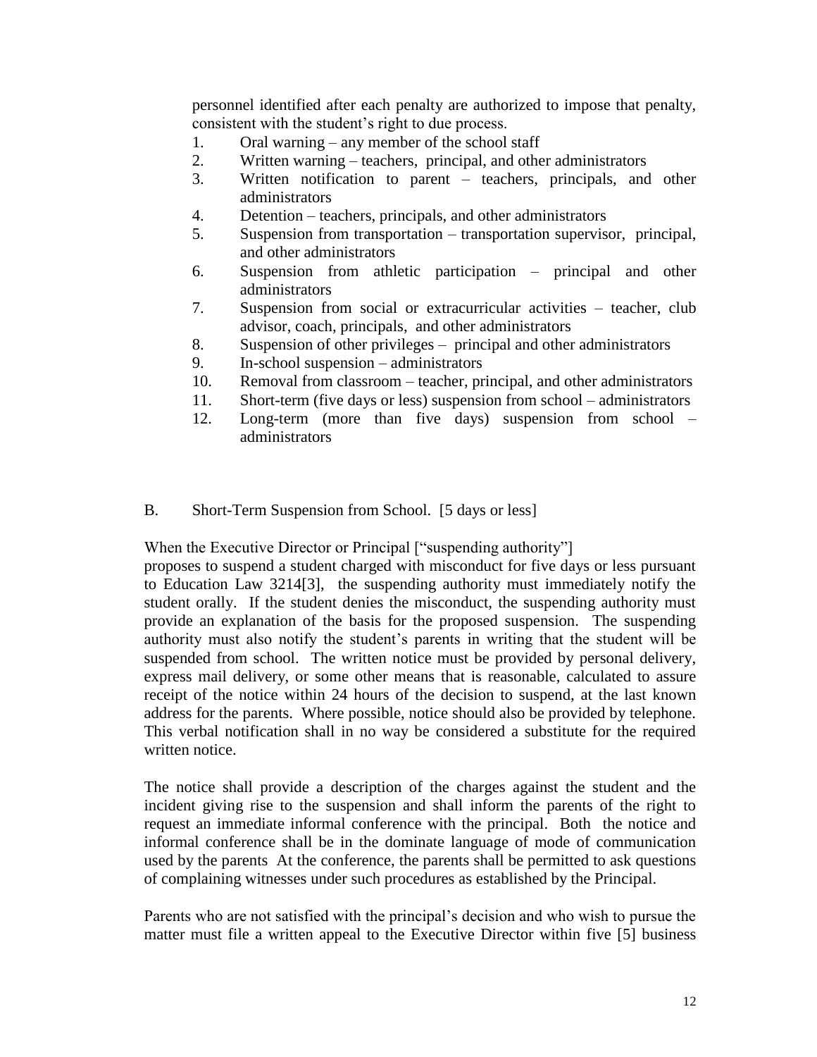personnel identified after each penalty are authorized to impose that penalty, consistent with the student's right to due process.

1. Oral warning – any member of the school staff
2. Written warning – teachers, principal, and other administrators
3. Written notification to parent – teachers, principals, and other administrators
4. Detention – teachers, principals, and other administrators
5. Suspension from transportation – transportation supervisor, principal, and other administrators
6. Suspension from athletic participation – principal and other administrators
7. Suspension from social or extracurricular activities – teacher, club advisor, coach, principals, and other administrators
8. Suspension of other privileges – principal and other administrators
9. In-school suspension – administrators
10. Removal from classroom – teacher, principal, and other administrators
11. Short-term (five days or less) suspension from school – administrators
12. Long-term (more than five days) suspension from school – administrators

B. Short-Term Suspension from School. [5 days or less]

When the Executive Director or Principal ["suspending authority"] proposes to suspend a student charged with misconduct for five days or less pursuant to Education Law 3214[3], the suspending authority must immediately notify the student orally. If the student denies the misconduct, the suspending authority must provide an explanation of the basis for the proposed suspension. The suspending authority must also notify the student's parents in writing that the student will be suspended from school. The written notice must be provided by personal delivery, express mail delivery, or some other means that is reasonable, calculated to assure receipt of the notice within 24 hours of the decision to suspend, at the last known address for the parents. Where possible, notice should also be provided by telephone. This verbal notification shall in no way be considered a substitute for the required written notice.

The notice shall provide a description of the charges against the student and the incident giving rise to the suspension and shall inform the parents of the right to request an immediate informal conference with the principal. Both the notice and informal conference shall be in the dominate language of mode of communication used by the parents At the conference, the parents shall be permitted to ask questions of complaining witnesses under such procedures as established by the Principal.

Parents who are not satisfied with the principal's decision and who wish to pursue the matter must file a written appeal to the Executive Director within five [5] business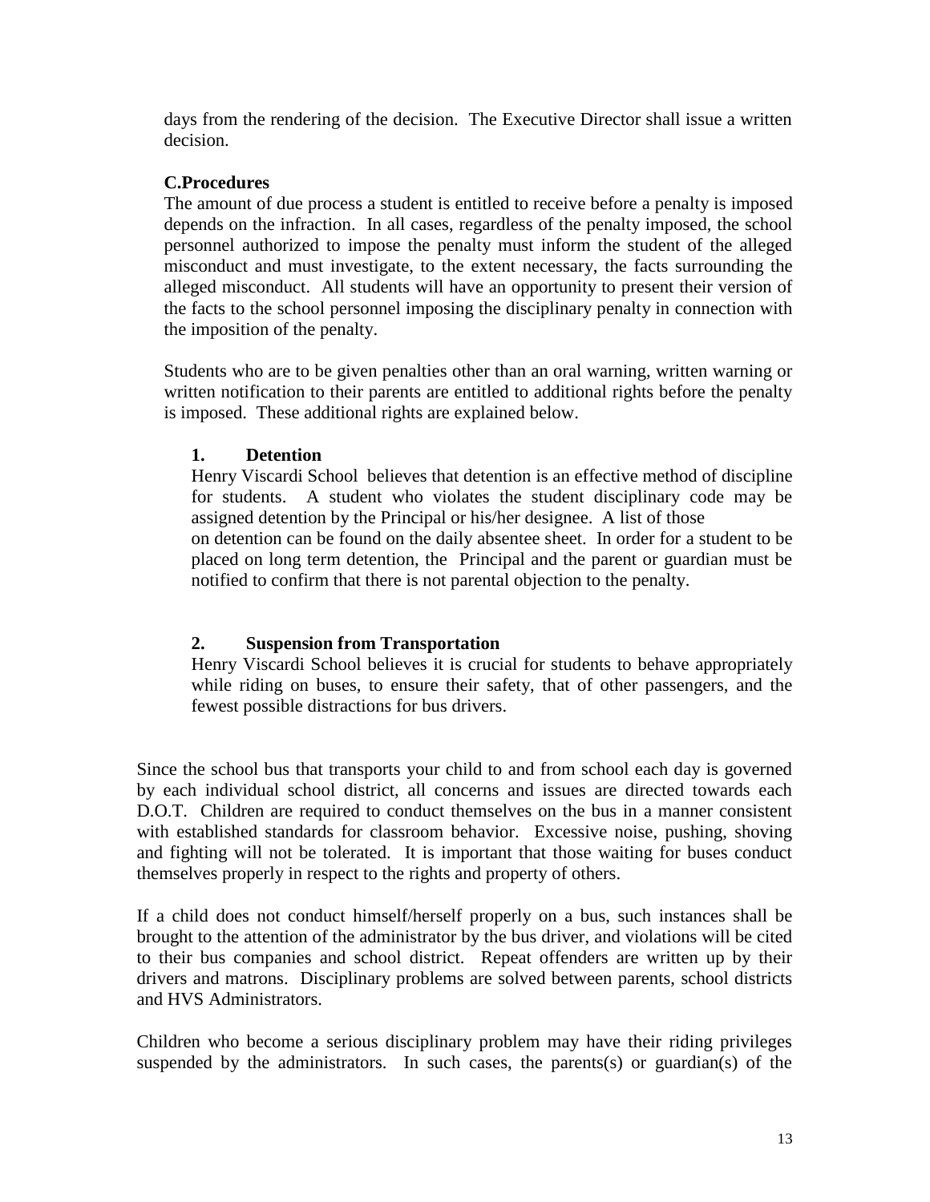days from the rendering of the decision. The Executive Director shall issue a written decision.

**C.Procedures**

The amount of due process a student is entitled to receive before a penalty is imposed depends on the infraction. In all cases, regardless of the penalty imposed, the school personnel authorized to impose the penalty must inform the student of the alleged misconduct and must investigate, to the extent necessary, the facts surrounding the alleged misconduct. All students will have an opportunity to present their version of the facts to the school personnel imposing the disciplinary penalty in connection with the imposition of the penalty.

Students who are to be given penalties other than an oral warning, written warning or written notification to their parents are entitled to additional rights before the penalty is imposed. These additional rights are explained below.

**1. Detention**

Henry Viscardi School believes that detention is an effective method of discipline for students. A student who violates the student disciplinary code may be assigned detention by the Principal or his/her designee. A list of those on detention can be found on the daily absentee sheet. In order for a student to be placed on long term detention, the Principal and the parent or guardian must be notified to confirm that there is not parental objection to the penalty.

**2. Suspension from Transportation**

Henry Viscardi School believes it is crucial for students to behave appropriately while riding on buses, to ensure their safety, that of other passengers, and the fewest possible distractions for bus drivers.

Since the school bus that transports your child to and from school each day is governed by each individual school district, all concerns and issues are directed towards each D.O.T. Children are required to conduct themselves on the bus in a manner consistent with established standards for classroom behavior. Excessive noise, pushing, shoving and fighting will not be tolerated. It is important that those waiting for buses conduct themselves properly in respect to the rights and property of others.

If a child does not conduct himself/herself properly on a bus, such instances shall be brought to the attention of the administrator by the bus driver, and violations will be cited to their bus companies and school district. Repeat offenders are written up by their drivers and matrons. Disciplinary problems are solved between parents, school districts and HVS Administrators.

Children who become a serious disciplinary problem may have their riding privileges suspended by the administrators. In such cases, the parents(s) or guardian(s) of the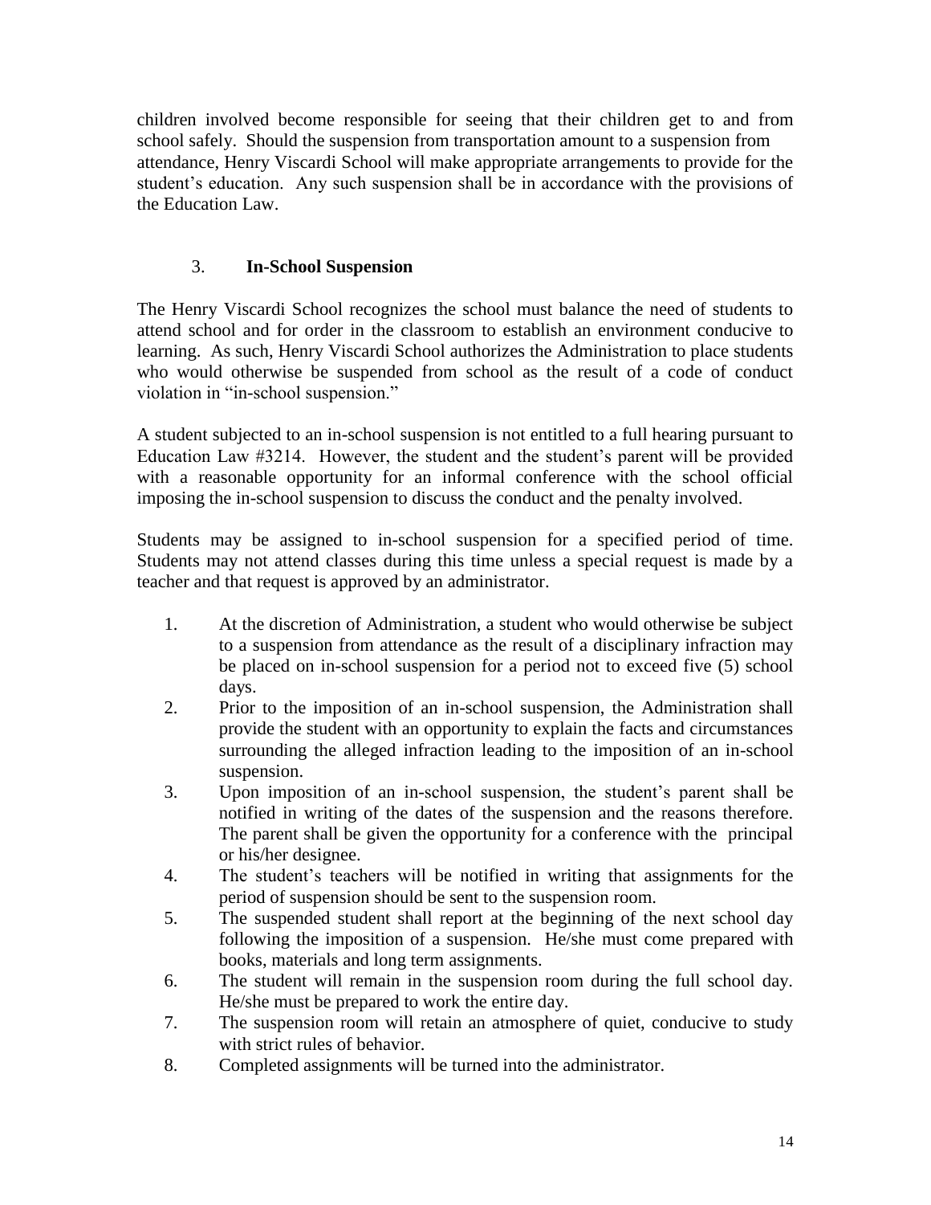children involved become responsible for seeing that their children get to and from school safely. Should the suspension from transportation amount to a suspension from attendance, Henry Viscardi School will make appropriate arrangements to provide for the student's education. Any such suspension shall be in accordance with the provisions of the Education Law.

### 3. **In-School Suspension**

The Henry Viscardi School recognizes the school must balance the need of students to attend school and for order in the classroom to establish an environment conducive to learning. As such, Henry Viscardi School authorizes the Administration to place students who would otherwise be suspended from school as the result of a code of conduct violation in "in-school suspension."

A student subjected to an in-school suspension is not entitled to a full hearing pursuant to Education Law #3214. However, the student and the student's parent will be provided with a reasonable opportunity for an informal conference with the school official imposing the in-school suspension to discuss the conduct and the penalty involved.

Students may be assigned to in-school suspension for a specified period of time. Students may not attend classes during this time unless a special request is made by a teacher and that request is approved by an administrator.

1. At the discretion of Administration, a student who would otherwise be subject to a suspension from attendance as the result of a disciplinary infraction may be placed on in-school suspension for a period not to exceed five (5) school days.
2. Prior to the imposition of an in-school suspension, the Administration shall provide the student with an opportunity to explain the facts and circumstances surrounding the alleged infraction leading to the imposition of an in-school suspension.
3. Upon imposition of an in-school suspension, the student's parent shall be notified in writing of the dates of the suspension and the reasons therefore. The parent shall be given the opportunity for a conference with the principal or his/her designee.
4. The student's teachers will be notified in writing that assignments for the period of suspension should be sent to the suspension room.
5. The suspended student shall report at the beginning of the next school day following the imposition of a suspension. He/she must come prepared with books, materials and long term assignments.
6. The student will remain in the suspension room during the full school day. He/she must be prepared to work the entire day.
7. The suspension room will retain an atmosphere of quiet, conducive to study with strict rules of behavior.
8. Completed assignments will be turned into the administrator.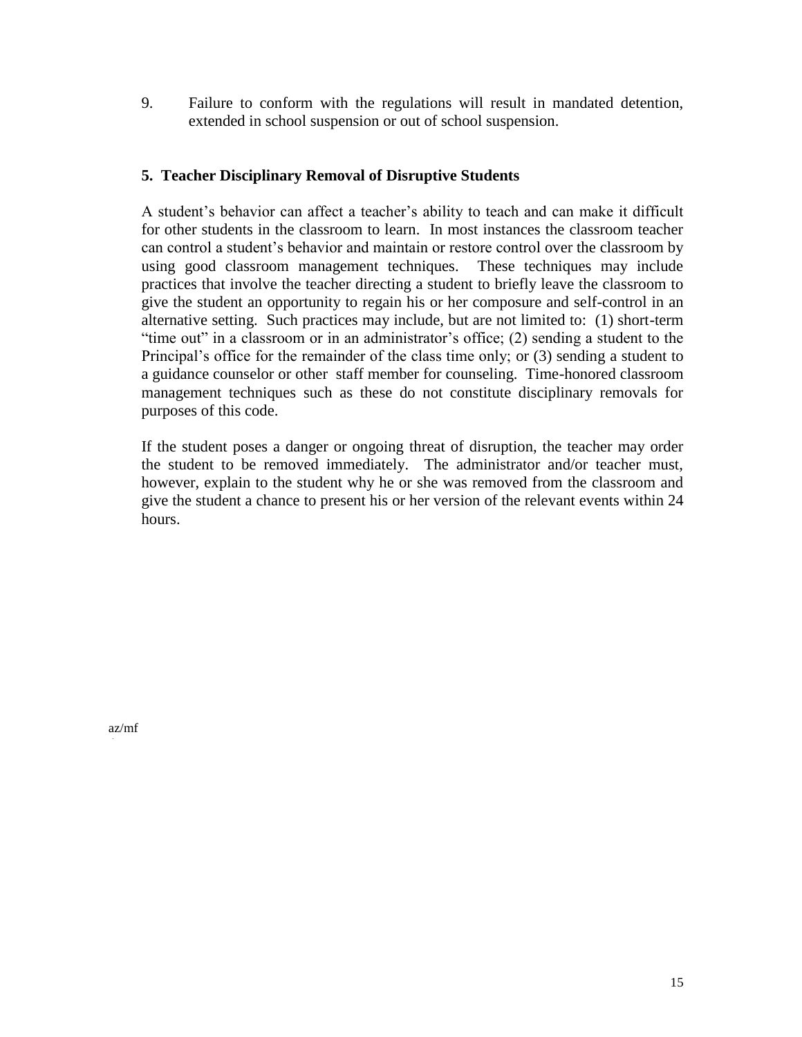9. Failure to conform with the regulations will result in mandated detention, extended in school suspension or out of school suspension.

**5. Teacher Disciplinary Removal of Disruptive Students**

A student's behavior can affect a teacher's ability to teach and can make it difficult for other students in the classroom to learn. In most instances the classroom teacher can control a student's behavior and maintain or restore control over the classroom by using good classroom management techniques. These techniques may include practices that involve the teacher directing a student to briefly leave the classroom to give the student an opportunity to regain his or her composure and self-control in an alternative setting. Such practices may include, but are not limited to: (1) short-term "time out" in a classroom or in an administrator's office; (2) sending a student to the Principal's office for the remainder of the class time only; or (3) sending a student to a guidance counselor or other staff member for counseling. Time-honored classroom management techniques such as these do not constitute disciplinary removals for purposes of this code.

If the student poses a danger or ongoing threat of disruption, the teacher may order the student to be removed immediately. The administrator and/or teacher must, however, explain to the student why he or she was removed from the classroom and give the student a chance to present his or her version of the relevant events within 24 hours.

az/mf